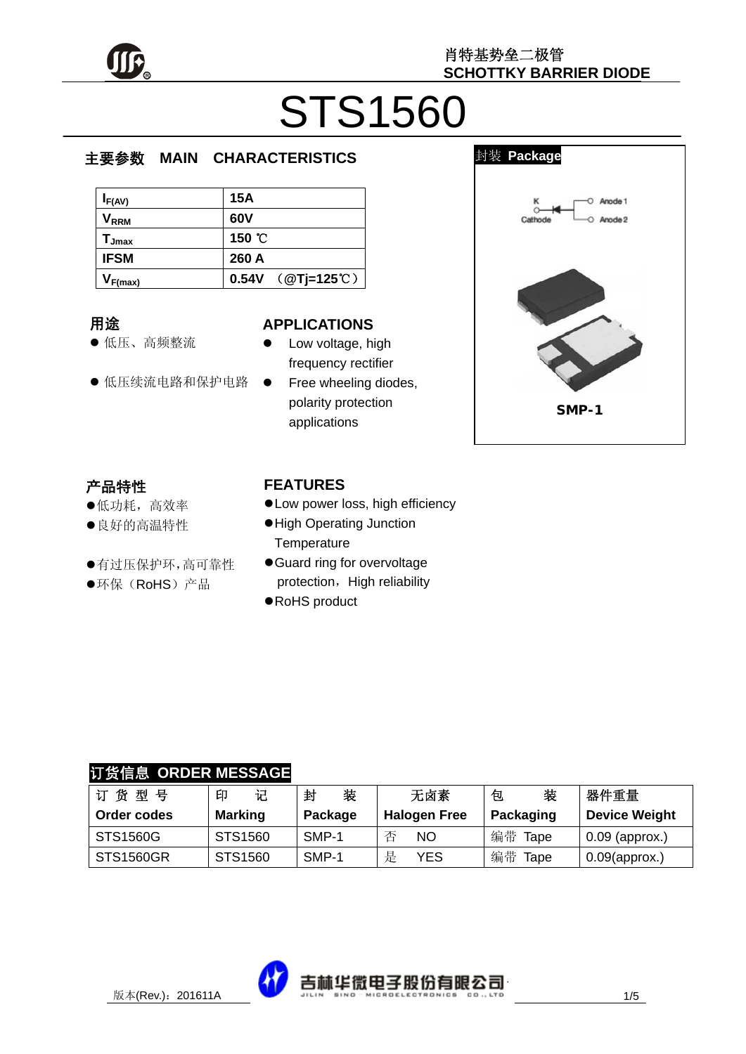肖特基势垒二极管
SCHOTTKY BARRIER DIODE

# STS1560

## 主要参数 MAIN CHARACTERISTICS

| | |
|---|---|
| $I_{F(AV)}$ | 15A |
| $V_{RRM}$ | 60V |
| $T_{Jmax}$ | 150 ℃ |
| IFSM | 260 A |
| $V_{F(max)}$ | 0.54V （@Tj=125℃） |

## 封装 Package

K Cathode　Anode 1　Anode 2

SMP-1

## 用途

- 低压、高频整流
- 低压续流电路和保护电路

## APPLICATIONS

- Low voltage, high frequency rectifier
- Free wheeling diodes, polarity protection applications

## 产品特性

- 低功耗，高效率
- 良好的高温特性
- 有过压保护环，高可靠性
- 环保（RoHS）产品

## FEATURES

- Low power loss, high efficiency
- High Operating Junction Temperature
- Guard ring for overvoltage protection，High reliability
- RoHS product

## 订货信息 ORDER MESSAGE

| 订货型号 Order codes | 印记 Marking | 封装 Package | 无卤素 Halogen Free | 包装 Packaging | 器件重量 Device Weight |
|---|---|---|---|---|---|
| STS1560G | STS1560 | SMP-1 | 否 NO | 编带 Tape | 0.09 (approx.) |
| STS1560GR | STS1560 | SMP-1 | 是 YES | 编带 Tape | 0.09(approx.) |

版本(Rev.)：201611A

吉林华微电子股份有限公司
JILIN SINO MICROELECTRONICS CO.,LTD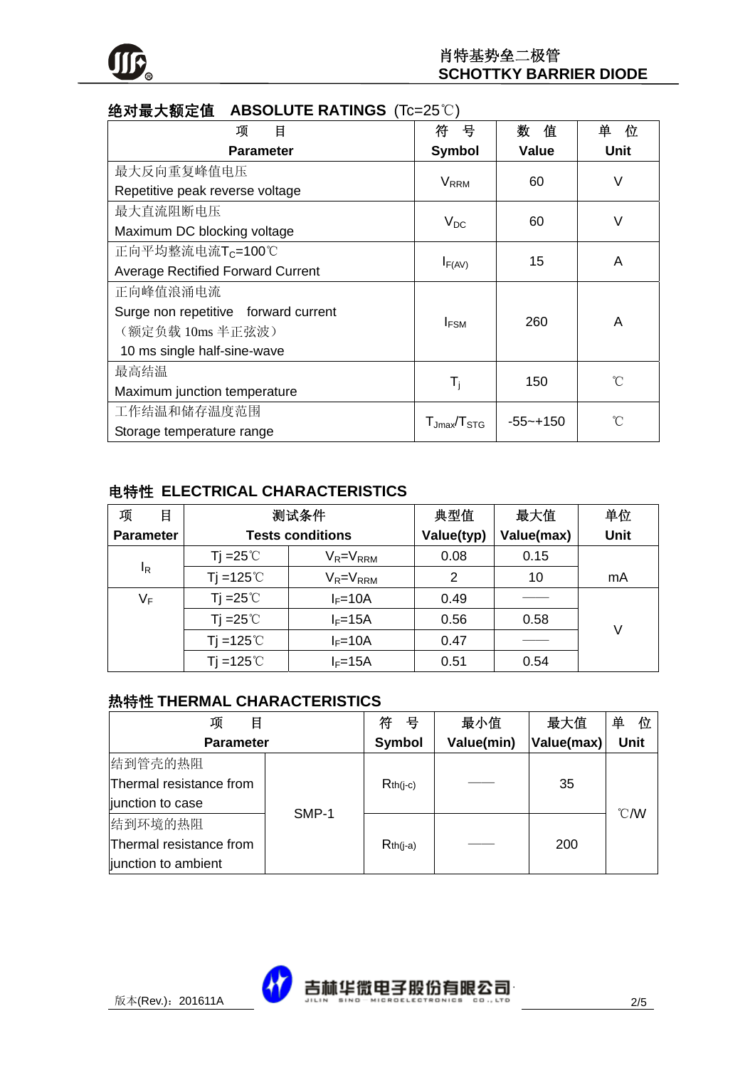## 绝对最大额定值 ABSOLUTE RATINGS (Tc=25℃)

| 项　目<br>Parameter | 符　号<br>Symbol | 数　值<br>Value | 单　位<br>Unit |
|---|---|---|---|
| 最大反向重复峰值电压<br>Repetitive peak reverse voltage | $V_{RRM}$ | 60 | V |
| 最大直流阻断电压<br>Maximum DC blocking voltage | $V_{DC}$ | 60 | V |
| 正向平均整流电流$T_C$=100℃<br>Average Rectified Forward Current | $I_{F(AV)}$ | 15 | A |
| 正向峰值浪涌电流<br>Surge non repetitive forward current<br>（额定负载 10ms 半正弦波）<br>10 ms single half-sine-wave | $I_{FSM}$ | 260 | A |
| 最高结温<br>Maximum junction temperature | $T_j$ | 150 | ℃ |
| 工作结温和储存温度范围<br>Storage temperature range | $T_{Jmax}/T_{STG}$ | -55~+150 | ℃ |

## 电特性 ELECTRICAL CHARACTERISTICS

| 项　目<br>Parameter | 测试条件<br>Tests conditions | | 典型值<br>Value(typ) | 最大值<br>Value(max) | 单位<br>Unit |
|---|---|---|---|---|---|
| $I_R$ | Tj =25℃ | $V_R$=$V_{RRM}$ | 0.08 | 0.15 | mA |
| | Tj =125℃ | $V_R$=$V_{RRM}$ | 2 | 10 | |
| $V_F$ | Tj =25℃ | $I_F$=10A | 0.49 | —— | V |
| | Tj =25℃ | $I_F$=15A | 0.56 | 0.58 | |
| | Tj =125℃ | $I_F$=10A | 0.47 | —— | |
| | Tj =125℃ | $I_F$=15A | 0.51 | 0.54 | |

## 热特性 THERMAL CHARACTERISTICS

| 项　目<br>Parameter | | 符　号<br>Symbol | 最小值<br>Value(min) | 最大值<br>Value(max) | 单　位<br>Unit |
|---|---|---|---|---|---|
| 结到管壳的热阻<br>Thermal resistance from junction to case | SMP-1 | $R_{th(j-c)}$ | —— | 35 | ℃/W |
| 结到环境的热阻<br>Thermal resistance from junction to ambient | | $R_{th(j-a)}$ | —— | 200 | |

版本(Rev.)：201611A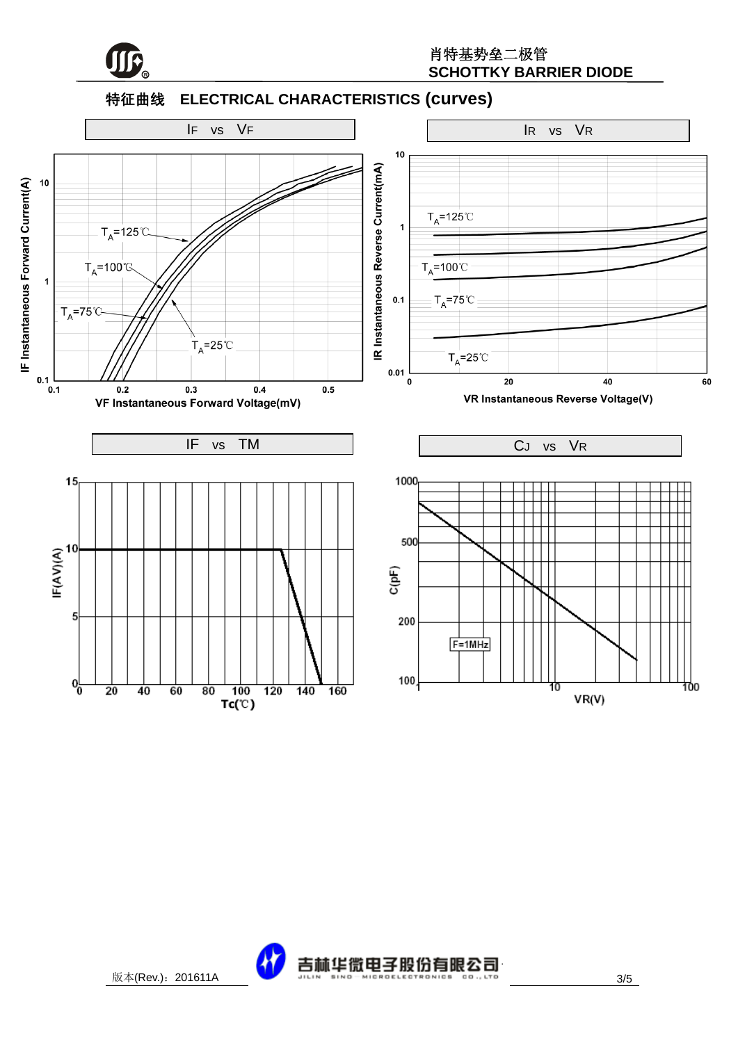## 特征曲线　ELECTRICAL CHARACTERISTICS (curves)

IF vs VF

IF Instantaneous Forward Current(A)

10

1

0.1

0.1　0.2　0.3　0.4　0.5

VF Instantaneous Forward Voltage(mV)

$T_A$=125℃

$T_A$=100℃

$T_A$=75℃

$T_A$=25℃

IR vs VR

IR Instantaneous Reverse Current(mA)

10

1

0.1

0.01

0　20　40　60

VR Instantaneous Reverse Voltage(V)

$T_A$=125℃

$T_A$=100℃

$T_A$=75℃

$T_A$=25℃

IF vs TM

IF(AV)(A)

15

10

5

0

0　20　40　60　80　100　120　140　160

Tc(℃)

CJ vs VR

C(pF)

1000

500

200

100

1　10　100

VR(V)

F=1MHz

版本(Rev.)：201611A

吉林华微电子股份有限公司

JILIN SINO MICROELECTRONICS CO.,LTD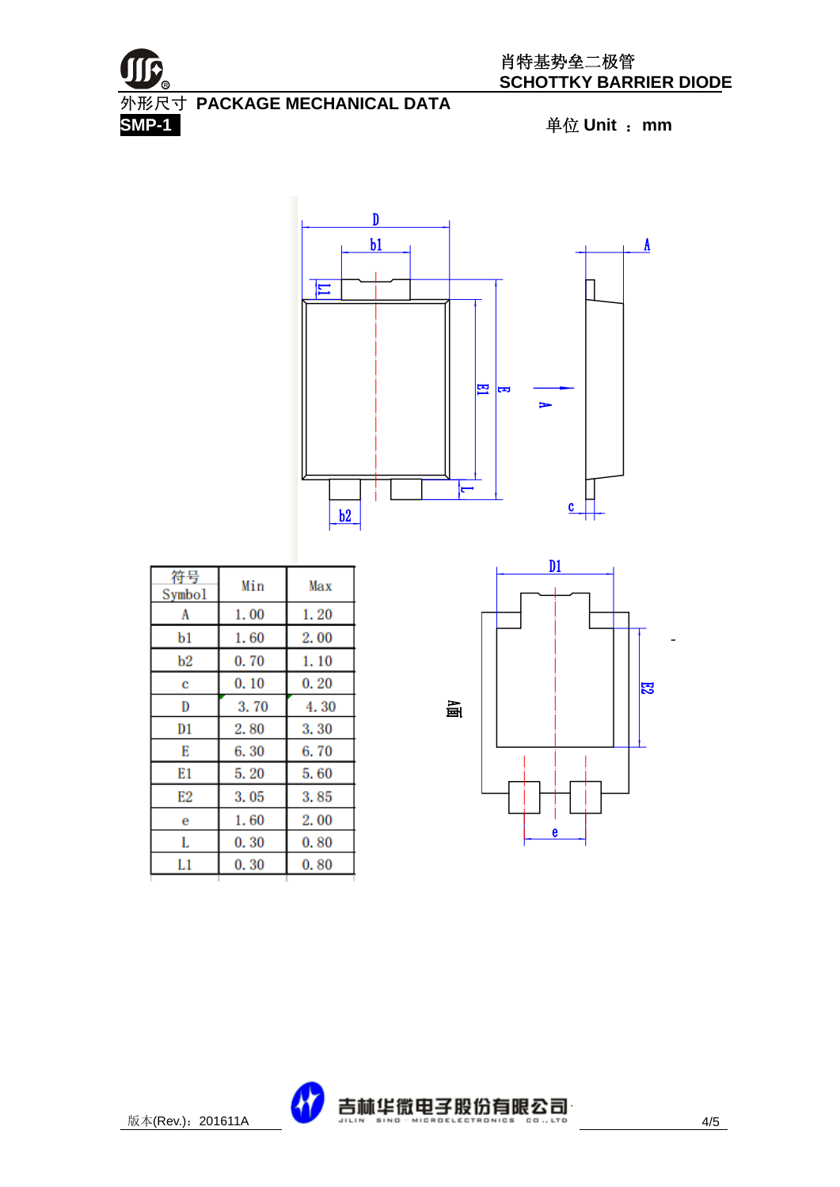外形尺寸 **PACKAGE MECHANICAL DATA**

**SMP-1**

单位 **Unit ： mm**

| 符号 Symbol | Min | Max |
|---|---|---|
| A | 1.00 | 1.20 |
| b1 | 1.60 | 2.00 |
| b2 | 0.70 | 1.10 |
| c | 0.10 | 0.20 |
| D | 3.70 | 4.30 |
| D1 | 2.80 | 3.30 |
| E | 6.30 | 6.70 |
| E1 | 5.20 | 5.60 |
| E2 | 3.05 | 3.85 |
| e | 1.60 | 2.00 |
| L | 0.30 | 0.80 |
| L1 | 0.30 | 0.80 |

版本(Rev.)：201611A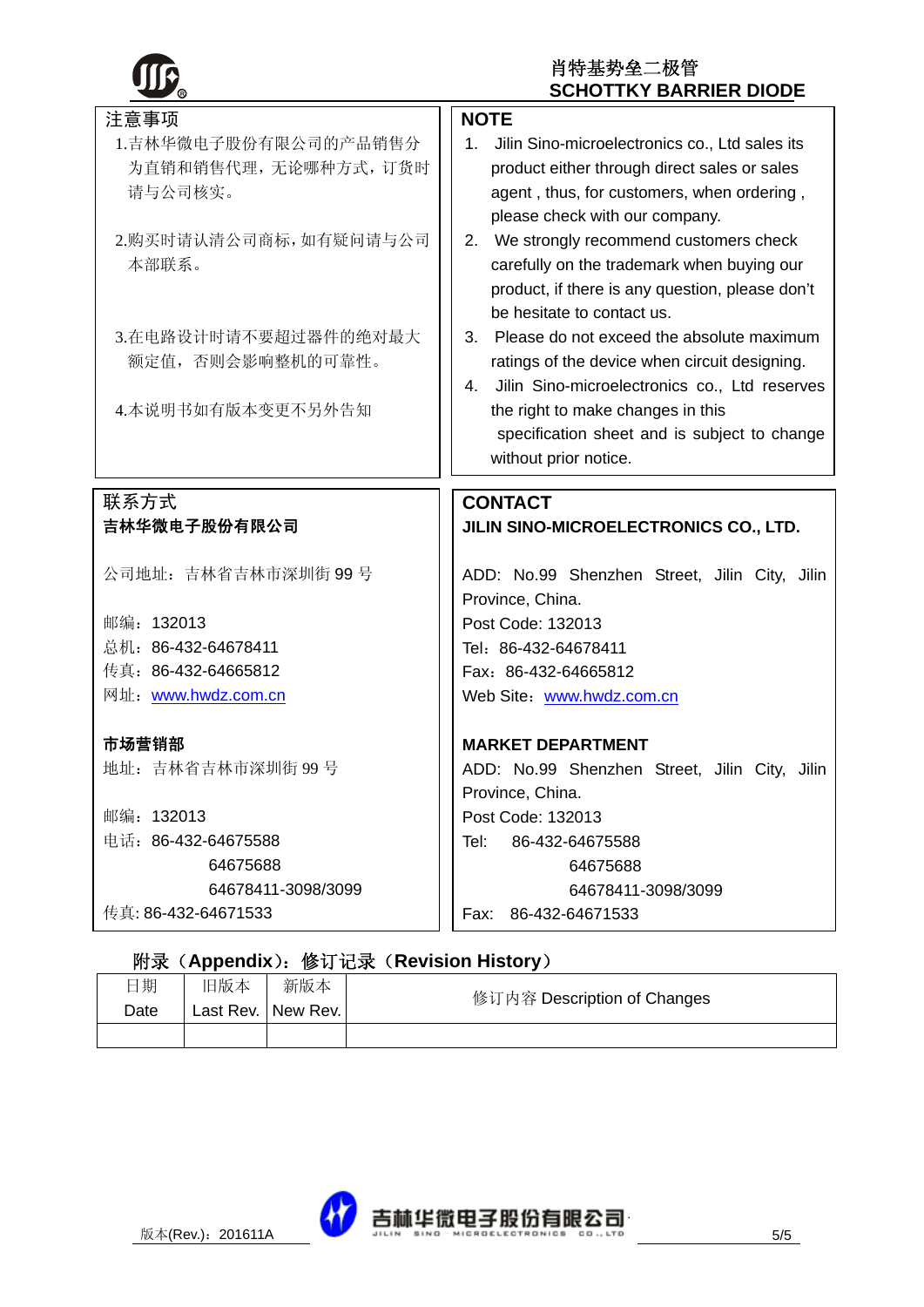## 注意事项

1.吉林华微电子股份有限公司的产品销售分为直销和销售代理，无论哪种方式，订货时请与公司核实。

2.购买时请认清公司商标，如有疑问请与公司本部联系。

3.在电路设计时请不要超过器件的绝对最大额定值，否则会影响整机的可靠性。

4.本说明书如有版本变更不另外告知

## NOTE

1. Jilin Sino-microelectronics co., Ltd sales its product either through direct sales or sales agent , thus, for customers, when ordering , please check with our company.
2. We strongly recommend customers check carefully on the trademark when buying our product, if there is any question, please don't be hesitate to contact us.
3. Please do not exceed the absolute maximum ratings of the device when circuit designing.
4. Jilin Sino-microelectronics co., Ltd reserves the right to make changes in this specification sheet and is subject to change without prior notice.

## 联系方式

**吉林华微电子股份有限公司**

公司地址：吉林省吉林市深圳街 99 号

邮编：132013
总机：86-432-64678411
传真：86-432-64665812
网址：www.hwdz.com.cn

**市场营销部**

地址：吉林省吉林市深圳街 99 号

邮编：132013
电话：86-432-64675588
64675688
64678411-3098/3099
传真: 86-432-64671533

## CONTACT

**JILIN SINO-MICROELECTRONICS CO., LTD.**

ADD: No.99 Shenzhen Street, Jilin City, Jilin Province, China.
Post Code: 132013
Tel：86-432-64678411
Fax：86-432-64665812
Web Site：www.hwdz.com.cn

**MARKET DEPARTMENT**

ADD: No.99 Shenzhen Street, Jilin City, Jilin Province, China.
Post Code: 132013
Tel: 86-432-64675588
64675688
64678411-3098/3099
Fax: 86-432-64671533

## 附录（Appendix）：修订记录（Revision History）

| 日期 Date | 旧版本 Last Rev. | 新版本 New Rev. | 修订内容 Description of Changes |
|---|---|---|---|
| | | | |

版本(Rev.)：201611A